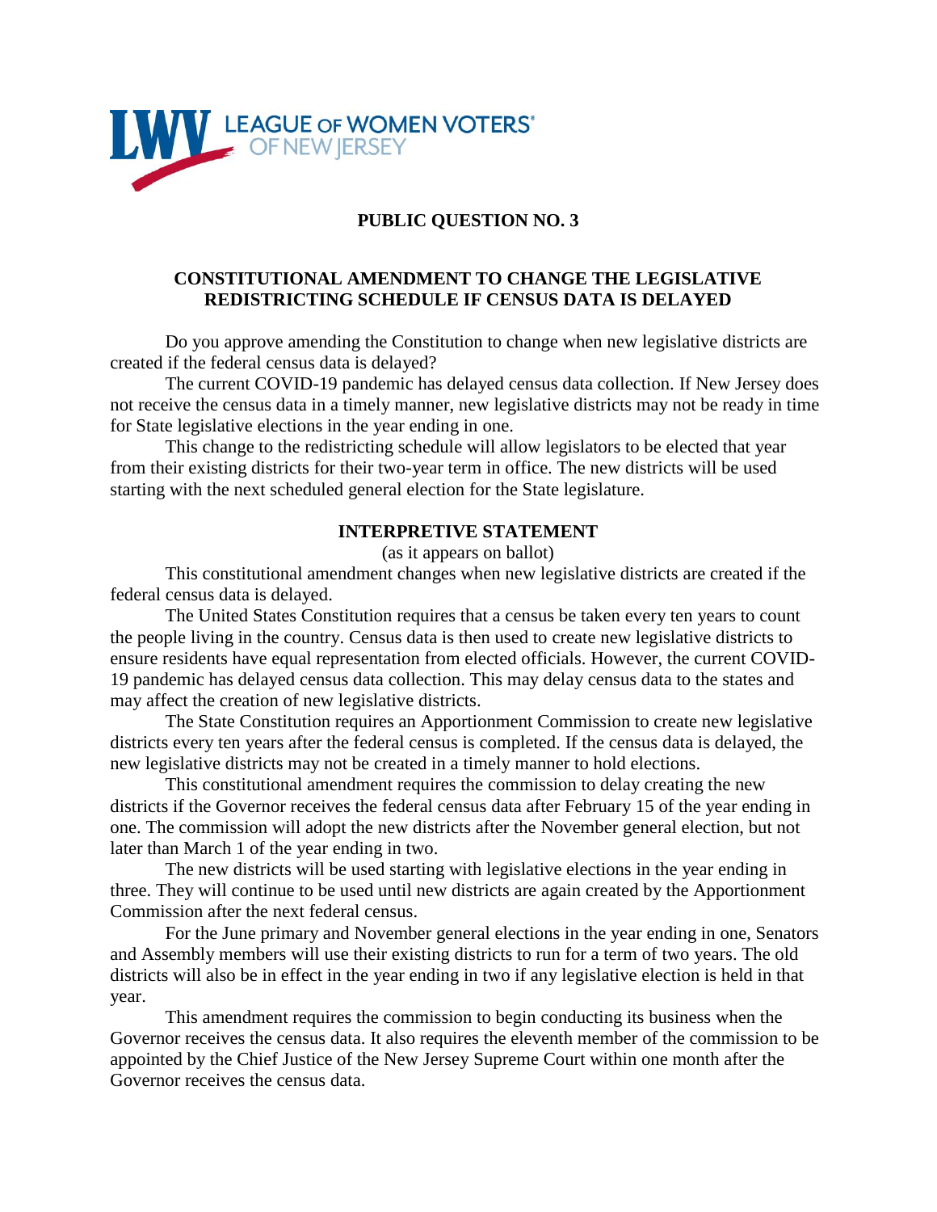LEAGUE OF WOMEN VOTERS® OF NEW JERSEY

# PUBLIC QUESTION NO. 3

## CONSTITUTIONAL AMENDMENT TO CHANGE THE LEGISLATIVE REDISTRICTING SCHEDULE IF CENSUS DATA IS DELAYED

Do you approve amending the Constitution to change when new legislative districts are created if the federal census data is delayed?

The current COVID-19 pandemic has delayed census data collection. If New Jersey does not receive the census data in a timely manner, new legislative districts may not be ready in time for State legislative elections in the year ending in one.

This change to the redistricting schedule will allow legislators to be elected that year from their existing districts for their two-year term in office. The new districts will be used starting with the next scheduled general election for the State legislature.

### INTERPRETIVE STATEMENT

(as it appears on ballot)

This constitutional amendment changes when new legislative districts are created if the federal census data is delayed.

The United States Constitution requires that a census be taken every ten years to count the people living in the country. Census data is then used to create new legislative districts to ensure residents have equal representation from elected officials. However, the current COVID-19 pandemic has delayed census data collection. This may delay census data to the states and may affect the creation of new legislative districts.

The State Constitution requires an Apportionment Commission to create new legislative districts every ten years after the federal census is completed. If the census data is delayed, the new legislative districts may not be created in a timely manner to hold elections.

This constitutional amendment requires the commission to delay creating the new districts if the Governor receives the federal census data after February 15 of the year ending in one. The commission will adopt the new districts after the November general election, but not later than March 1 of the year ending in two.

The new districts will be used starting with legislative elections in the year ending in three. They will continue to be used until new districts are again created by the Apportionment Commission after the next federal census.

For the June primary and November general elections in the year ending in one, Senators and Assembly members will use their existing districts to run for a term of two years. The old districts will also be in effect in the year ending in two if any legislative election is held in that year.

This amendment requires the commission to begin conducting its business when the Governor receives the census data. It also requires the eleventh member of the commission to be appointed by the Chief Justice of the New Jersey Supreme Court within one month after the Governor receives the census data.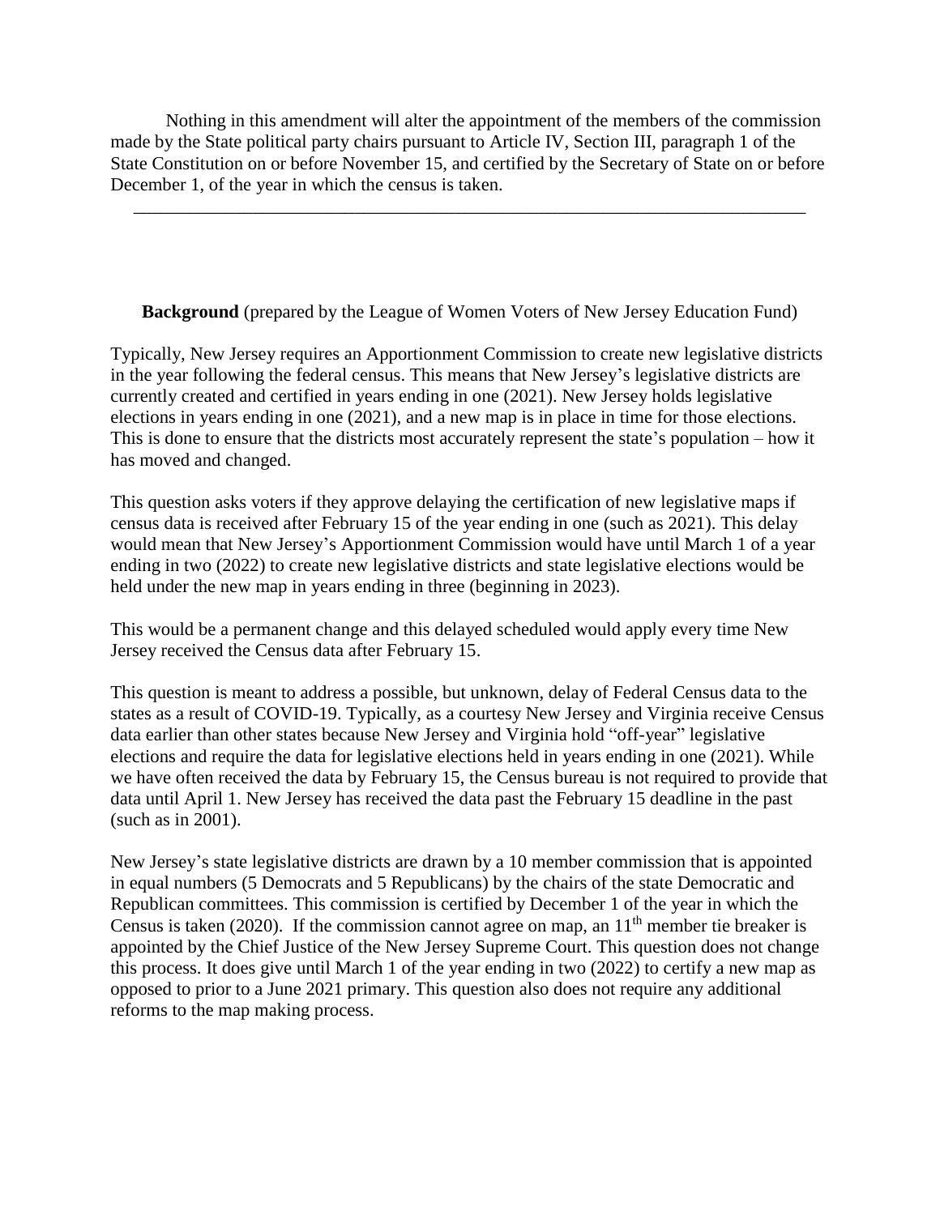Nothing in this amendment will alter the appointment of the members of the commission made by the State political party chairs pursuant to Article IV, Section III, paragraph 1 of the State Constitution on or before November 15, and certified by the Secretary of State on or before December 1, of the year in which the census is taken.

---

**Background** (prepared by the League of Women Voters of New Jersey Education Fund)

Typically, New Jersey requires an Apportionment Commission to create new legislative districts in the year following the federal census. This means that New Jersey's legislative districts are currently created and certified in years ending in one (2021). New Jersey holds legislative elections in years ending in one (2021), and a new map is in place in time for those elections. This is done to ensure that the districts most accurately represent the state's population – how it has moved and changed.

This question asks voters if they approve delaying the certification of new legislative maps if census data is received after February 15 of the year ending in one (such as 2021). This delay would mean that New Jersey's Apportionment Commission would have until March 1 of a year ending in two (2022) to create new legislative districts and state legislative elections would be held under the new map in years ending in three (beginning in 2023).

This would be a permanent change and this delayed scheduled would apply every time New Jersey received the Census data after February 15.

This question is meant to address a possible, but unknown, delay of Federal Census data to the states as a result of COVID-19. Typically, as a courtesy New Jersey and Virginia receive Census data earlier than other states because New Jersey and Virginia hold "off-year" legislative elections and require the data for legislative elections held in years ending in one (2021). While we have often received the data by February 15, the Census bureau is not required to provide that data until April 1. New Jersey has received the data past the February 15 deadline in the past (such as in 2001).

New Jersey's state legislative districts are drawn by a 10 member commission that is appointed in equal numbers (5 Democrats and 5 Republicans) by the chairs of the state Democratic and Republican committees. This commission is certified by December 1 of the year in which the Census is taken (2020). If the commission cannot agree on map, an 11th member tie breaker is appointed by the Chief Justice of the New Jersey Supreme Court. This question does not change this process. It does give until March 1 of the year ending in two (2022) to certify a new map as opposed to prior to a June 2021 primary. This question also does not require any additional reforms to the map making process.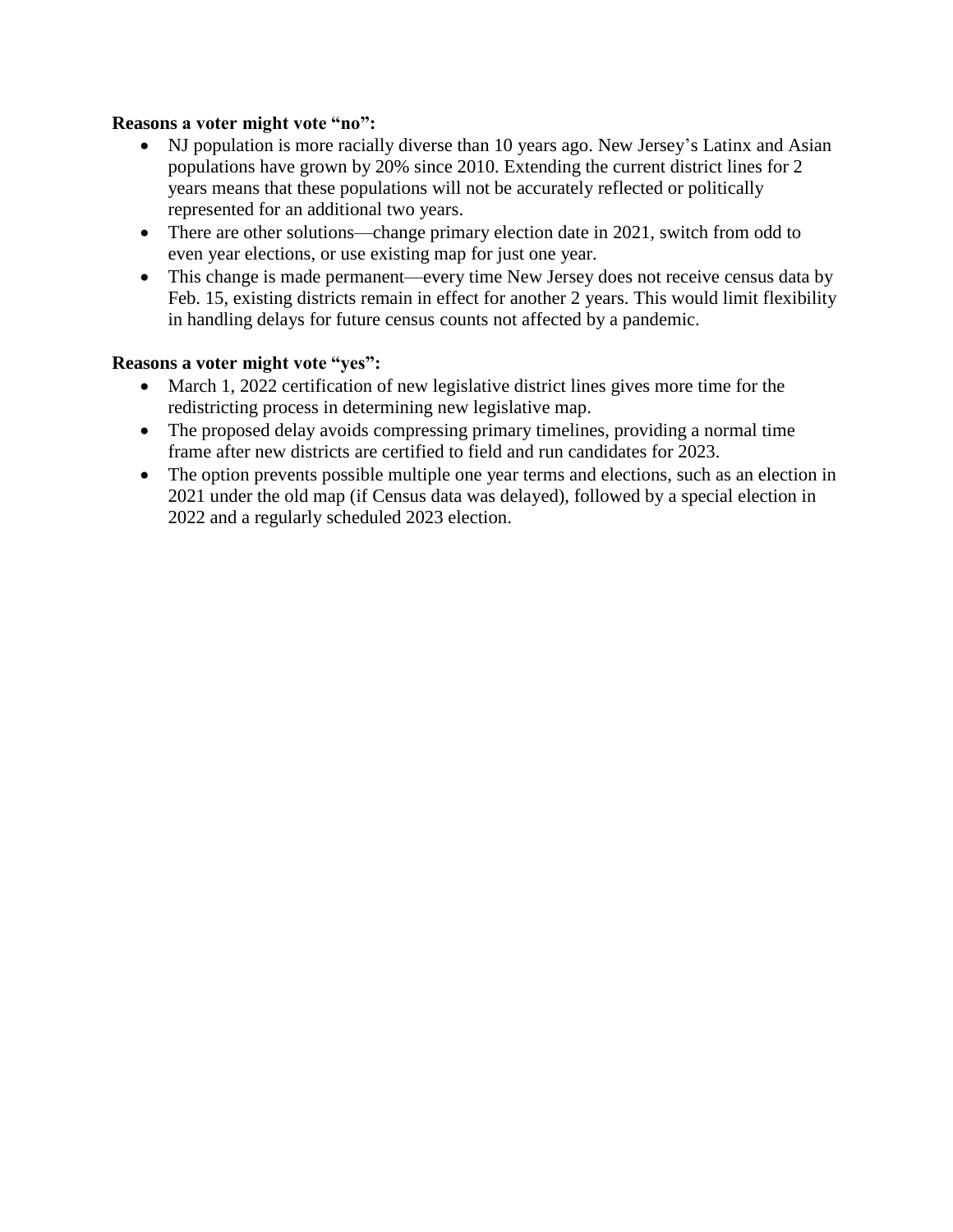**Reasons a voter might vote “no”:**

- NJ population is more racially diverse than 10 years ago. New Jersey’s Latinx and Asian populations have grown by 20% since 2010. Extending the current district lines for 2 years means that these populations will not be accurately reflected or politically represented for an additional two years.
- There are other solutions—change primary election date in 2021, switch from odd to even year elections, or use existing map for just one year.
- This change is made permanent—every time New Jersey does not receive census data by Feb. 15, existing districts remain in effect for another 2 years. This would limit flexibility in handling delays for future census counts not affected by a pandemic.

**Reasons a voter might vote “yes”:**

- March 1, 2022 certification of new legislative district lines gives more time for the redistricting process in determining new legislative map.
- The proposed delay avoids compressing primary timelines, providing a normal time frame after new districts are certified to field and run candidates for 2023.
- The option prevents possible multiple one year terms and elections, such as an election in 2021 under the old map (if Census data was delayed), followed by a special election in 2022 and a regularly scheduled 2023 election.